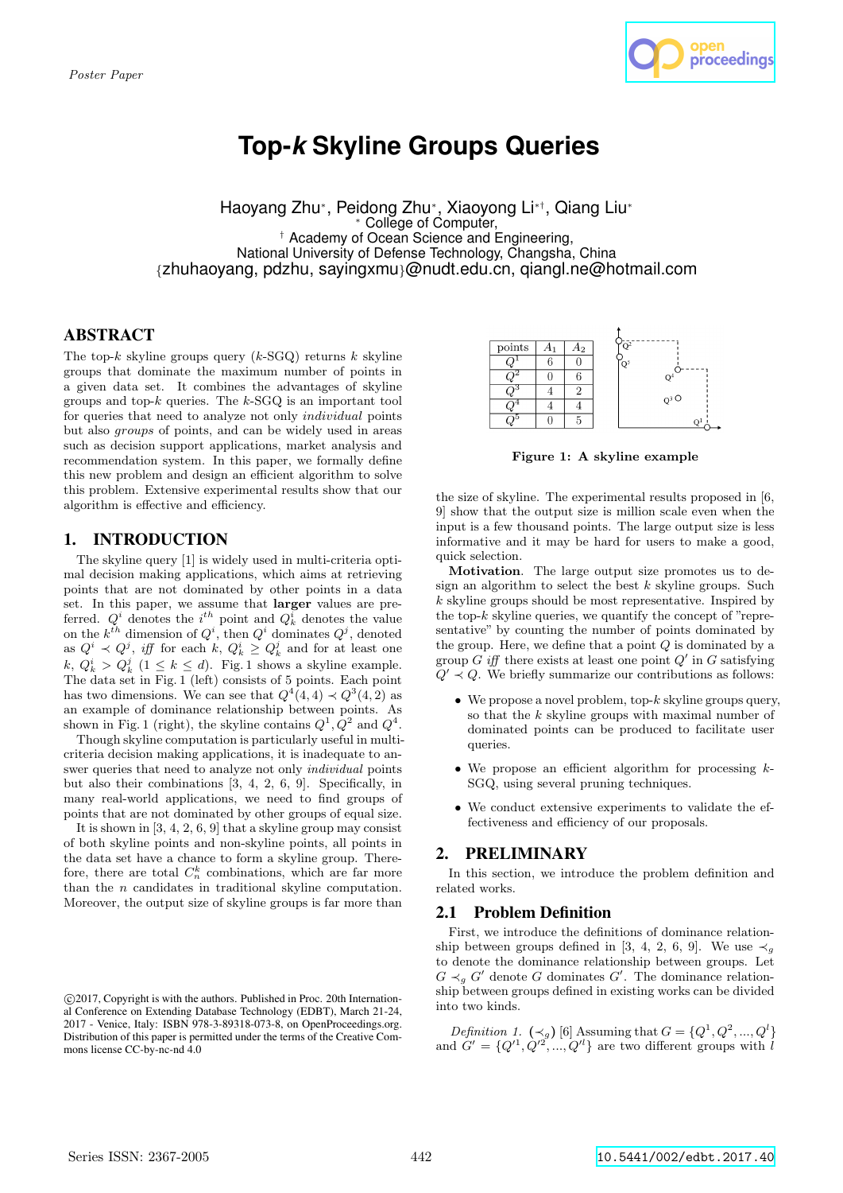Poster Paper

# Top-*k* Skyline Groups Queries

Haoyang Zhu[*], Peidong Zhu[*], Xiaoyong Li[*†], Qiang Liu[*]

[*] College of Computer,
[†] Academy of Ocean Science and Engineering,
National University of Defense Technology, Changsha, China
{zhuhaoyang, pdzhu, sayingxmu}@nudt.edu.cn, qiangl.ne@hotmail.com

## ABSTRACT

The top-$k$ skyline groups query ($k$-SGQ) returns $k$ skyline groups that dominate the maximum number of points in a given data set. It combines the advantages of skyline groups and top-$k$ queries. The $k$-SGQ is an important tool for queries that need to analyze not only *individual* points but also *groups* of points, and can be widely used in areas such as decision support applications, market analysis and recommendation system. In this paper, we formally define this new problem and design an efficient algorithm to solve this problem. Extensive experimental results show that our algorithm is effective and efficiency.

## 1. INTRODUCTION

The skyline query [1] is widely used in multi-criteria optimal decision making applications, which aims at retrieving points that are not dominated by other points in a data set. In this paper, we assume that **larger** values are preferred. $Q^i$ denotes the $i^{th}$ point and $Q^i_k$ denotes the value on the $k^{th}$ dimension of $Q^i$, then $Q^i$ dominates $Q^j$, denoted as $Q^i \prec Q^j$, *iff* for each $k$, $Q^i_k \geq Q^j_k$ and for at least one $k$, $Q^i_k > Q^j_k$ $(1 \leq k \leq d)$. Fig. 1 shows a skyline example. The data set in Fig. 1 (left) consists of 5 points. Each point has two dimensions. We can see that $Q^4(4,4) \prec Q^3(4,2)$ as an example of dominance relationship between points. As shown in Fig. 1 (right), the skyline contains $Q^1$, $Q^2$ and $Q^4$.

Though skyline computation is particularly useful in multi-criteria decision making applications, it is inadequate to answer queries that need to analyze not only *individual* points but also their combinations [3, 4, 2, 6, 9]. Specifically, in many real-world applications, we need to find groups of points that are not dominated by other groups of equal size.

It is shown in [3, 4, 2, 6, 9] that a skyline group may consist of both skyline points and non-skyline points, all points in the data set have a chance to form a skyline group. Therefore, there are total $C^k_n$ combinations, which are far more than the $n$ candidates in traditional skyline computation. Moreover, the output size of skyline groups is far more than the size of skyline. The experimental results proposed in [6, 9] show that the output size is million scale even when the input is a few thousand points. The large output size is less informative and it may be hard for users to make a good, quick selection.

| points | $A_1$ | $A_2$ |
|---|---|---|
| $Q^1$ | 6 | 0 |
| $Q^2$ | 0 | 6 |
| $Q^3$ | 4 | 2 |
| $Q^4$ | 4 | 4 |
| $Q^5$ | 0 | 5 |

**Figure 1: A skyline example**

**Motivation**. The large output size promotes us to design an algorithm to select the best $k$ skyline groups. Such $k$ skyline groups should be most representative. Inspired by the top-$k$ skyline queries, we quantify the concept of "representative" by counting the number of points dominated by the group. Here, we define that a point $Q$ is dominated by a group $G$ *iff* there exists at least one point $Q'$ in $G$ satisfying $Q' \prec Q$. We briefly summarize our contributions as follows:

- We propose a novel problem, top-$k$ skyline groups query, so that the $k$ skyline groups with maximal number of dominated points can be produced to facilitate user queries.
- We propose an efficient algorithm for processing $k$-SGQ, using several pruning techniques.
- We conduct extensive experiments to validate the effectiveness and efficiency of our proposals.

## 2. PRELIMINARY

In this section, we introduce the problem definition and related works.

### 2.1 Problem Definition

First, we introduce the definitions of dominance relationship between groups defined in [3, 4, 2, 6, 9]. We use $\prec_g$ to denote the dominance relationship between groups. Let $G \prec_g G'$ denote $G$ dominates $G'$. The dominance relationship between groups defined in existing works can be divided into two kinds.

*Definition 1.* ($\prec_g$) [6] Assuming that $G = \{Q^1, Q^2, ..., Q^l\}$ and $G' = \{Q'^1, Q'^2, ..., Q'^l\}$ are two different groups with $l$

©2017, Copyright is with the authors. Published in Proc. 20th International Conference on Extending Database Technology (EDBT), March 21-24, 2017 - Venice, Italy: ISBN 978-3-89318-073-8, on OpenProceedings.org. Distribution of this paper is permitted under the terms of the Creative Commons license CC-by-nc-nd 4.0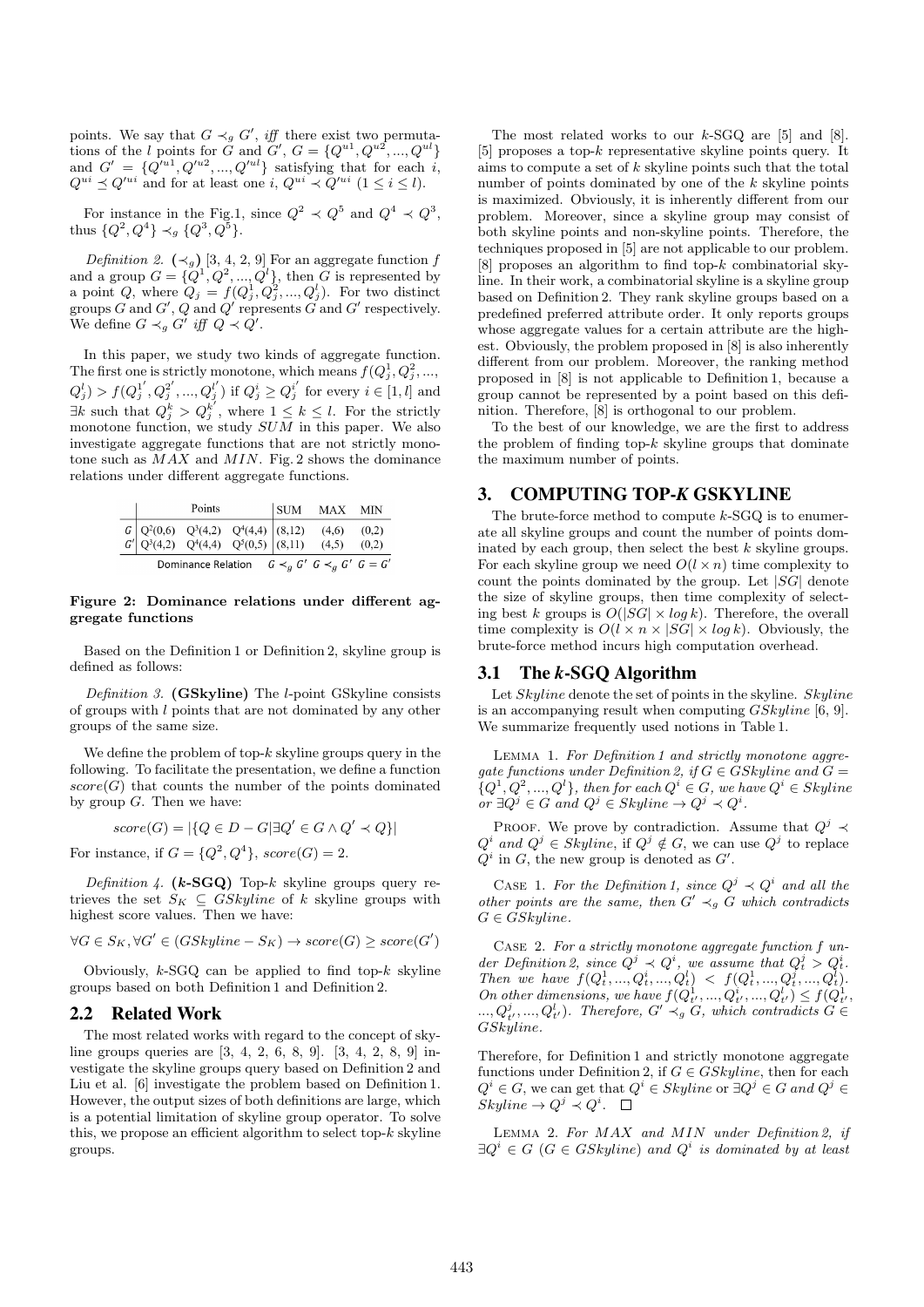points. We say that $G \prec_g G'$, *iff* there exist two permutations of the $l$ points for $G$ and $G'$, $G = \{Q^{u1}, Q^{u2}, ..., Q^{ul}\}$ and $G' = \{Q'^{u1}, Q'^{u2}, ..., Q'^{ul}\}$ satisfying that for each $i$, $Q^{ui} \preceq Q'^{ui}$ and for at least one $i$, $Q^{ui} \prec Q'^{ui}$ $(1 \leq i \leq l)$.

For instance in the Fig.1, since $Q^2 \prec Q^5$ and $Q^4 \prec Q^3$, thus $\{Q^2, Q^4\} \prec_g \{Q^3, Q^5\}$.

*Definition 2.* **($\prec_g$)** [3, 4, 2, 9] For an aggregate function $f$ and a group $G = \{Q^1, Q^2, ..., Q^l\}$, then $G$ is represented by a point $Q$, where $Q_j = f(Q_j^1, Q_j^2, ..., Q_j^l)$. For two distinct groups $G$ and $G'$, $Q$ and $Q'$ represents $G$ and $G'$ respectively. We define $G \prec_g G'$ *iff* $Q \prec Q'$.

In this paper, we study two kinds of aggregate function. The first one is strictly monotone, which means $f(Q_j^1, Q_j^2, ..., Q_j^l) > f(Q_j^{1'}, Q_j^{2'}, ..., Q_j^{l'})$ if $Q_j^i \geq Q_j^{i'}$ for every $i \in [1, l]$ and $\exists k$ such that $Q_j^k > Q_j^{k'}$, where $1 \leq k \leq l$. For the strictly monotone function, we study $SUM$ in this paper. We also investigate aggregate functions that are not strictly monotone such as $MAX$ and $MIN$. Fig. 2 shows the dominance relations under different aggregate functions.

| | Points | | | SUM | MAX | MIN |
|---|---|---|---|---|---|---|
| $G$ | $Q^2(0,6)$ | $Q^3(4,2)$ | $Q^4(4,4)$ | (8,12) | (4,6) | (0,2) |
| $G'$ | $Q^3(4,2)$ | $Q^4(4,4)$ | $Q^5(0,5)$ | (8,11) | (4,5) | (0,2) |
| Dominance Relation | | | | $G \prec_g G'$ | $G \prec_g G'$ | $G = G'$ |

**Figure 2: Dominance relations under different aggregate functions**

Based on the Definition 1 or Definition 2, skyline group is defined as follows:

*Definition 3.* **(GSkyline)** The $l$-point GSkyline consists of groups with $l$ points that are not dominated by any other groups of the same size.

We define the problem of top-$k$ skyline groups query in the following. To facilitate the presentation, we define a function $score(G)$ that counts the number of the points dominated by group $G$. Then we have:

$$score(G) = |\{Q \in D - G | \exists Q' \in G \wedge Q' \prec Q\}|$$

For instance, if $G = \{Q^2, Q^4\}$, $score(G) = 2$.

*Definition 4.* **($k$-SGQ)** Top-$k$ skyline groups query retrieves the set $S_K \subseteq GSkyline$ of $k$ skyline groups with highest score values. Then we have:

$$\forall G \in S_K, \forall G' \in (GSkyline - S_K) \rightarrow score(G) \geq score(G')$$

Obviously, $k$-SGQ can be applied to find top-$k$ skyline groups based on both Definition 1 and Definition 2.

## 2.2 Related Work

The most related works with regard to the concept of skyline groups queries are [3, 4, 2, 6, 8, 9]. [3, 4, 2, 8, 9] investigate the skyline groups query based on Definition 2 and Liu et al. [6] investigate the problem based on Definition 1. However, the output sizes of both definitions are large, which is a potential limitation of skyline group operator. To solve this, we propose an efficient algorithm to select top-$k$ skyline groups.

The most related works to our $k$-SGQ are [5] and [8]. [5] proposes a top-$k$ representative skyline points query. It aims to compute a set of $k$ skyline points such that the total number of points dominated by one of the $k$ skyline points is maximized. Obviously, it is inherently different from our problem. Moreover, since a skyline group may consist of both skyline points and non-skyline points. Therefore, the techniques proposed in [5] are not applicable to our problem. [8] proposes an algorithm to find top-$k$ combinatorial skyline. In their work, a combinatorial skyline is a skyline group based on Definition 2. They rank skyline groups based on a predefined preferred attribute order. It only reports groups whose aggregate values for a certain attribute are the highest. Obviously, the problem proposed in [8] is also inherently different from our problem. Moreover, the ranking method proposed in [8] is not applicable to Definition 1, because a group cannot be represented by a point based on this definition. Therefore, [8] is orthogonal to our problem.

To the best of our knowledge, we are the first to address the problem of finding top-$k$ skyline groups that dominate the maximum number of points.

# 3. COMPUTING TOP-*K* GSKYLINE

The brute-force method to compute $k$-SGQ is to enumerate all skyline groups and count the number of points dominated by each group, then select the best $k$ skyline groups. For each skyline group we need $O(l \times n)$ time complexity to count the points dominated by the group. Let $|SG|$ denote the size of skyline groups, then time complexity of selecting best $k$ groups is $O(|SG| \times \log k)$. Therefore, the overall time complexity is $O(l \times n \times |SG| \times \log k)$. Obviously, the brute-force method incurs high computation overhead.

## 3.1 The *k*-SGQ Algorithm

Let *Skyline* denote the set of points in the skyline. *Skyline* is an accompanying result when computing *GSkyline* [6, 9]. We summarize frequently used notions in Table 1.

Lemma 1. *For Definition 1 and strictly monotone aggregate functions under Definition 2, if $G \in GSkyline$ and $G = \{Q^1, Q^2, ..., Q^l\}$, then for each $Q^i \in G$, we have $Q^i \in Skyline$ or $\exists Q^j \in G$ and $Q^j \in Skyline \rightarrow Q^j \prec Q^i$.*

Proof. We prove by contradiction. Assume that $Q^j \prec Q^i$ and $Q^j \in Skyline$, if $Q^j \notin G$, we can use $Q^j$ to replace $Q^i$ in $G$, the new group is denoted as $G'$.

Case 1. *For the Definition 1, since $Q^j \prec Q^i$ and all the other points are the same, then $G' \prec_g G$ which contradicts $G \in GSkyline$.*

Case 2. *For a strictly monotone aggregate function $f$ under Definition 2, since $Q^j \prec Q^i$, we assume that $Q_t^j > Q_t^i$. Then we have $f(Q_t^1, ..., Q_t^i, ..., Q_t^l) < f(Q_t^1, ..., Q_t^j, ..., Q_t^l)$. On other dimensions, we have $f(Q_{t'}^1, ..., Q_{t'}^i, ..., Q_{t'}^l) \leq f(Q_{t'}^1, ..., Q_{t'}^j, ..., Q_{t'}^l)$. Therefore, $G' \prec_g G$, which contradicts $G \in GSkyline$.*

Therefore, for Definition 1 and strictly monotone aggregate functions under Definition 2, if $G \in GSkyline$, then for each $Q^i \in G$, we can get that $Q^i \in Skyline$ or $\exists Q^j \in G$ *and* $Q^j \in Skyline \rightarrow Q^j \prec Q^i$. $\square$

Lemma 2. *For $MAX$ and $MIN$ under Definition 2, if $\exists Q^i \in G$ ($G \in GSkyline$) and $Q^i$ is dominated by at least*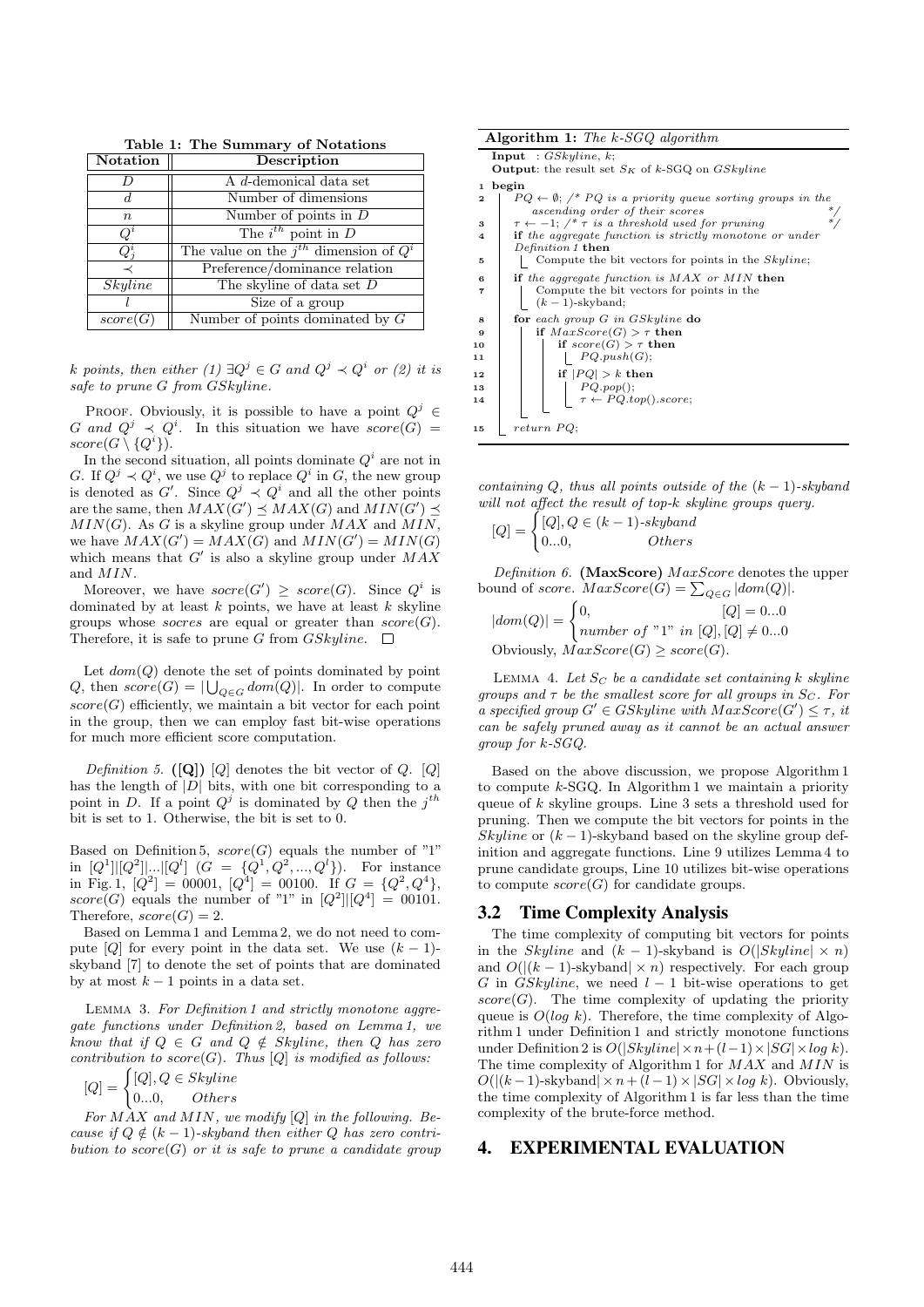**Table 1: The Summary of Notations**

| Notation | Description |
|---|---|
| $D$ | A $d$-demonical data set |
| $d$ | Number of dimensions |
| $n$ | Number of points in $D$ |
| $Q^i$ | The $i^{th}$ point in $D$ |
| $Q^i_j$ | The value on the $j^{th}$ dimension of $Q^i$ |
| $\prec$ | Preference/dominance relation |
| $Skyline$ | The skyline of data set $D$ |
| $l$ | Size of a group |
| $score(G)$ | Number of points dominated by $G$ |

*$k$ points, then either (1) $\exists Q^j \in G$ and $Q^j \prec Q^i$ or (2) it is safe to prune $G$ from $GSkyline$.*

PROOF. Obviously, it is possible to have a point $Q^j \in G$ and $Q^j \prec Q^i$. In this situation we have $score(G) = score(G \setminus \{Q^i\})$.

In the second situation, all points dominate $Q^i$ are not in $G$. If $Q^j \prec Q^i$, we use $Q^j$ to replace $Q^i$ in $G$, the new group is denoted as $G'$. Since $Q^j \prec Q^i$ and all the other points are the same, then $MAX(G') \preceq MAX(G)$ and $MIN(G') \preceq MIN(G)$. As $G$ is a skyline group under $MAX$ and $MIN$, we have $MAX(G') = MAX(G)$ and $MIN(G') = MIN(G)$ which means that $G'$ is also a skyline group under $MAX$ and $MIN$.

Moreover, we have $socre(G') \geq score(G)$. Since $Q^i$ is dominated by at least $k$ points, we have at least $k$ skyline groups whose *socres* are equal or greater than $score(G)$. Therefore, it is safe to prune $G$ from $GSkyline$. □

Let $dom(Q)$ denote the set of points dominated by point $Q$, then $score(G) = |\bigcup_{Q \in G} dom(Q)|$. In order to compute $score(G)$ efficiently, we maintain a bit vector for each point in the group, then we can employ fast bit-wise operations for much more efficient score computation.

*Definition 5.* **([Q])** $[Q]$ denotes the bit vector of $Q$. $[Q]$ has the length of $|D|$ bits, with one bit corresponding to a point in $D$. If a point $Q^j$ is dominated by $Q$ then the $j^{th}$ bit is set to 1. Otherwise, the bit is set to 0.

Based on Definition 5, $score(G)$ equals the number of "1" in $[Q^1]|[Q^2]|...|[Q^l]$ ($G = \{Q^1, Q^2, ..., Q^l\}$). For instance in Fig. 1, $[Q^2] = 00001$, $[Q^4] = 00100$. If $G = \{Q^2, Q^4\}$, $score(G)$ equals the number of "1" in $[Q^2]|[Q^4] = 00101$. Therefore, $score(G) = 2$.

Based on Lemma 1 and Lemma 2, we do not need to compute $[Q]$ for every point in the data set. We use $(k-1)$-skyband [7] to denote the set of points that are dominated by at most $k-1$ points in a data set.

LEMMA 3. *For Definition 1 and strictly monotone aggregate functions under Definition 2, based on Lemma 1, we know that if $Q \in G$ and $Q \notin Skyline$, then $Q$ has zero contribution to $score(G)$. Thus $[Q]$ is modified as follows:*

$$[Q] = \begin{cases} [Q], Q \in Skyline \\ 0...0, \quad Others \end{cases}$$

*For $MAX$ and $MIN$, we modify $[Q]$ in the following. Because if $Q \notin (k-1)$-skyband then either $Q$ has zero contribution to $score(G)$ or it is safe to prune a candidate group containing $Q$, thus all points outside of the $(k-1)$-skyband will not affect the result of top-$k$ skyline groups query.*

$$[Q] = \begin{cases} [Q], Q \in (k-1)\text{-}skyband \\ 0...0, \quad Others \end{cases}$$

*Definition 6.* **(MaxScore)** $MaxScore$ denotes the upper bound of *score*. $MaxScore(G) = \sum_{Q \in G} |dom(Q)|$.

$$|dom(Q)| = \begin{cases} 0, & [Q] = 0...0 \\ number\ of\ "1"\ in\ [Q], & [Q] \neq 0...0 \end{cases}$$

Obviously, $MaxScore(G) \geq score(G)$.

LEMMA 4. *Let $S_C$ be a candidate set containing $k$ skyline groups and $\tau$ be the smallest score for all groups in $S_C$. For a specified group $G' \in GSkyline$ with $MaxScore(G') \leq \tau$, it can be safely pruned away as it cannot be an actual answer group for k-SGQ.*

```
Algorithm 1: The k-SGQ algorithm
Input  : GSkyline, k;
Output: the result set S_K of k-SGQ on GSkyline
1  begin
2    PQ ← ∅; /* PQ is a priority queue sorting groups in the
        ascending order of their scores                    */
3    τ ← −1; /* τ is a threshold used for pruning          */
4    if the aggregate function is strictly monotone or under
     Definition 1 then
5      Compute the bit vectors for points in the Skyline;
6    if the aggregate function is MAX or MIN then
7      Compute the bit vectors for points in the
       (k − 1)-skyband;
8    for each group G in GSkyline do
9      if MaxScore(G) > τ then
10       if score(G) > τ then
11         PQ.push(G);
12       if |PQ| > k then
13         PQ.pop();
14         τ ← PQ.top().score;
15   return PQ;
```

Based on the above discussion, we propose Algorithm 1 to compute k-SGQ. In Algorithm 1 we maintain a priority queue of $k$ skyline groups. Line 3 sets a threshold used for pruning. Then we compute the bit vectors for points in the $Skyline$ or $(k-1)$-skyband based on the skyline group definition and aggregate functions. Line 9 utilizes Lemma 4 to prune candidate groups, Line 10 utilizes bit-wise operations to compute $score(G)$ for candidate groups.

## 3.2 Time Complexity Analysis

The time complexity of computing bit vectors for points in the $Skyline$ and $(k-1)$-skyband are $O(|Skyline| \times n)$ and $O(|(k-1)\text{-skyband}| \times n)$ respectively. For each group $G$ in $GSkyline$, we need $l-1$ bit-wise operations to get $score(G)$. The time complexity of updating the priority queue is $O(log\ k)$. Therefore, the time complexity of Algorithm 1 under Definition 1 and strictly monotone functions under Definition 2 is $O(|Skyline| \times n + (l-1) \times |SG| \times log\ k)$. The time complexity of Algorithm 1 for $MAX$ and $MIN$ is $O(|(k-1)\text{-skyband}| \times n + (l-1) \times |SG| \times log\ k)$. Obviously, the time complexity of Algorithm 1 is far less than the time complexity of the brute-force method.

# 4. EXPERIMENTAL EVALUATION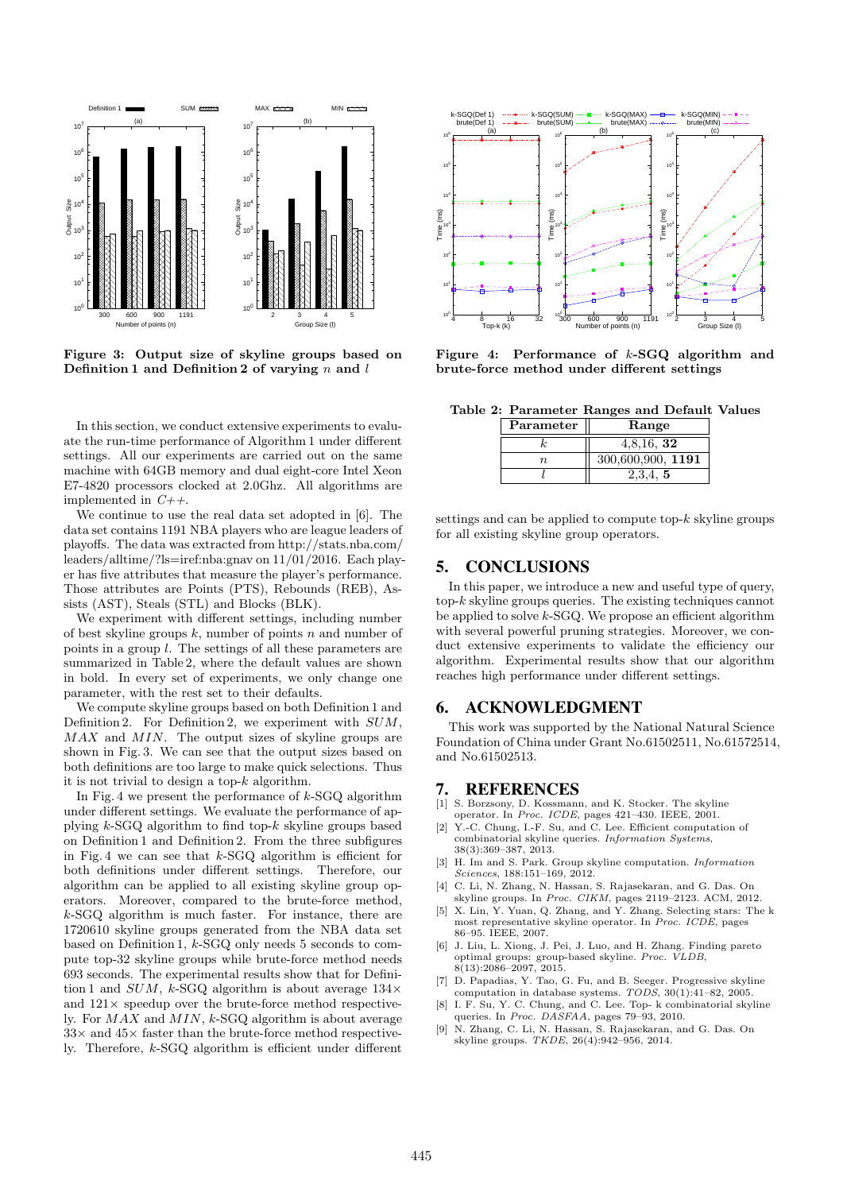Definition 1 SUM MAX MIN

(a)

Output Size

$10^0$ $10^1$ $10^2$ $10^3$ $10^4$ $10^5$ $10^6$ $10^7$

300 600 900 1191

Number of points (n)

(b)

Output Size

$10^0$ $10^1$ $10^2$ $10^3$ $10^4$ $10^5$ $10^6$ $10^7$

2 3 4 5

Group Size (l)

**Figure 3: Output size of skyline groups based on Definition 1 and Definition 2 of varying $n$ and $l$**

k-SGQ(Def 1) brute(Def 1) k-SGQ(SUM) brute(SUM) k-SGQ(MAX) brute(MAX) k-SGQ(MIN) brute(MIN)

(a) (b) (c)

Time (ms)

4 8 16 32

Top-k (k)

300 600 900 1191

Number of points (n)

2 3 4 5

Group Size (l)

**Figure 4: Performance of $k$-SGQ algorithm and brute-force method under different settings**

In this section, we conduct extensive experiments to evaluate the run-time performance of Algorithm 1 under different settings. All our experiments are carried out on the same machine with 64GB memory and dual eight-core Intel Xeon E7-4820 processors clocked at 2.0Ghz. All algorithms are implemented in *C++*.

We continue to use the real data set adopted in [6]. The data set contains 1191 NBA players who are league leaders of playoffs. The data was extracted from http://stats.nba.com/leaders/alltime/?ls=iref:nba:gnav on 11/01/2016. Each player has five attributes that measure the player's performance. Those attributes are Points (PTS), Rebounds (REB), Assists (AST), Steals (STL) and Blocks (BLK).

We experiment with different settings, including number of best skyline groups $k$, number of points $n$ and number of points in a group $l$. The settings of all these parameters are summarized in Table 2, where the default values are shown in bold. In every set of experiments, we only change one parameter, with the rest set to their defaults.

We compute skyline groups based on both Definition 1 and Definition 2. For Definition 2, we experiment with $SUM$, $MAX$ and $MIN$. The output sizes of skyline groups are shown in Fig. 3. We can see that the output sizes based on both definitions are too large to make quick selections. Thus it is not trivial to design a top-$k$ algorithm.

In Fig. 4 we present the performance of $k$-SGQ algorithm under different settings. We evaluate the performance of applying $k$-SGQ algorithm to find top-$k$ skyline groups based on Definition 1 and Definition 2. From the three subfigures in Fig. 4 we can see that $k$-SGQ algorithm is efficient for both definitions under different settings. Therefore, our algorithm can be applied to all existing skyline group operators. Moreover, compared to the brute-force method, $k$-SGQ algorithm is much faster. For instance, there are 1720610 skyline groups generated from the NBA data set based on Definition 1, $k$-SGQ only needs 5 seconds to compute top-32 skyline groups while brute-force method needs 693 seconds. The experimental results show that for Definition 1 and $SUM$, $k$-SGQ algorithm is about average 134× and 121× speedup over the brute-force method respectively. For $MAX$ and $MIN$, $k$-SGQ algorithm is about average 33× and 45× faster than the brute-force method respectively. Therefore, $k$-SGQ algorithm is efficient under different settings and can be applied to compute top-$k$ skyline groups for all existing skyline group operators.

**Table 2: Parameter Ranges and Default Values**

| Parameter | Range |
|---|---|
| $k$ | 4,8,16, **32** |
| $n$ | 300,600,900, **1191** |
| $l$ | 2,3,4, **5** |

## 5. CONCLUSIONS

In this paper, we introduce a new and useful type of query, top-$k$ skyline groups queries. The existing techniques cannot be applied to solve $k$-SGQ. We propose an efficient algorithm with several powerful pruning strategies. Moreover, we conduct extensive experiments to validate the efficiency our algorithm. Experimental results show that our algorithm reaches high performance under different settings.

## 6. ACKNOWLEDGMENT

This work was supported by the National Natural Science Foundation of China under Grant No.61502511, No.61572514, and No.61502513.

## 7. REFERENCES

[1] S. Borzsony, D. Kossmann, and K. Stocker. The skyline operator. In *Proc. ICDE*, pages 421–430. IEEE, 2001.

[2] Y.-C. Chung, I.-F. Su, and C. Lee. Efficient computation of combinatorial skyline queries. *Information Systems*, 38(3):369–387, 2013.

[3] H. Im and S. Park. Group skyline computation. *Information Sciences*, 188:151–169, 2012.

[4] C. Li, N. Zhang, N. Hassan, S. Rajasekaran, and G. Das. On skyline groups. In *Proc. CIKM*, pages 2119–2123. ACM, 2012.

[5] X. Lin, Y. Yuan, Q. Zhang, and Y. Zhang. Selecting stars: The k most representative skyline operator. In *Proc. ICDE*, pages 86–95. IEEE, 2007.

[6] J. Liu, L. Xiong, J. Pei, J. Luo, and H. Zhang. Finding pareto optimal groups: group-based skyline. *Proc. VLDB*, 8(13):2086–2097, 2015.

[7] D. Papadias, Y. Tao, G. Fu, and B. Seeger. Progressive skyline computation in database systems. *TODS*, 30(1):41–82, 2005.

[8] I. F. Su, Y. C. Chung, and C. Lee. Top- k combinatorial skyline queries. In *Proc. DASFAA*, pages 79–93, 2010.

[9] N. Zhang, C. Li, N. Hassan, S. Rajasekaran, and G. Das. On skyline groups. *TKDE*, 26(4):942–956, 2014.